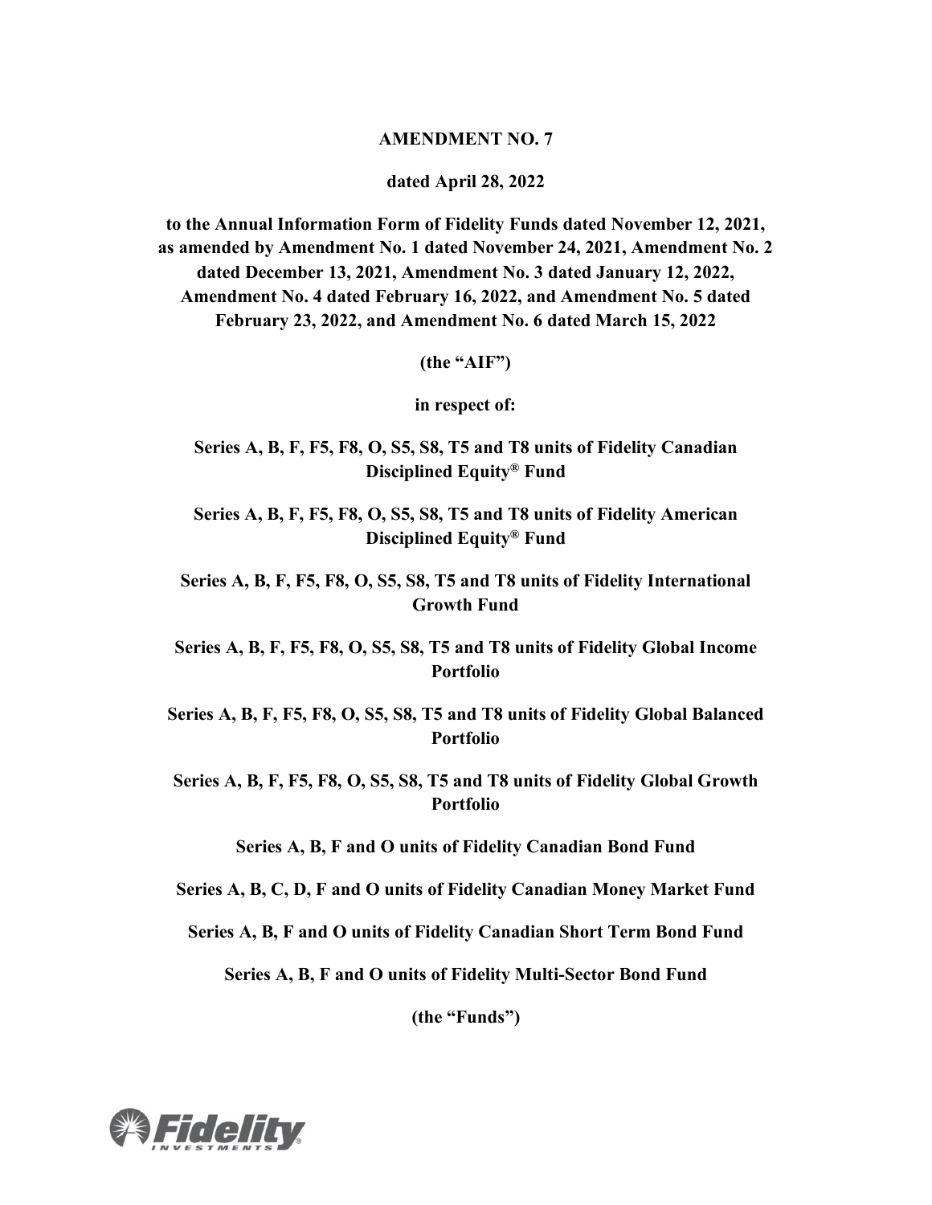**AMENDMENT NO. 7**

**dated April 28, 2022**

**to the Annual Information Form of Fidelity Funds dated November 12, 2021, as amended by Amendment No. 1 dated November 24, 2021, Amendment No. 2 dated December 13, 2021, Amendment No. 3 dated January 12, 2022, Amendment No. 4 dated February 16, 2022, and Amendment No. 5 dated February 23, 2022, and Amendment No. 6 dated March 15, 2022**

**(the "AIF")**

**in respect of:**

**Series A, B, F, F5, F8, O, S5, S8, T5 and T8 units of Fidelity Canadian Disciplined Equity® Fund**

**Series A, B, F, F5, F8, O, S5, S8, T5 and T8 units of Fidelity American Disciplined Equity® Fund**

**Series A, B, F, F5, F8, O, S5, S8, T5 and T8 units of Fidelity International Growth Fund**

**Series A, B, F, F5, F8, O, S5, S8, T5 and T8 units of Fidelity Global Income Portfolio**

**Series A, B, F, F5, F8, O, S5, S8, T5 and T8 units of Fidelity Global Balanced Portfolio**

**Series A, B, F, F5, F8, O, S5, S8, T5 and T8 units of Fidelity Global Growth Portfolio**

**Series A, B, F and O units of Fidelity Canadian Bond Fund**

**Series A, B, C, D, F and O units of Fidelity Canadian Money Market Fund**

**Series A, B, F and O units of Fidelity Canadian Short Term Bond Fund**

**Series A, B, F and O units of Fidelity Multi-Sector Bond Fund**

**(the "Funds")**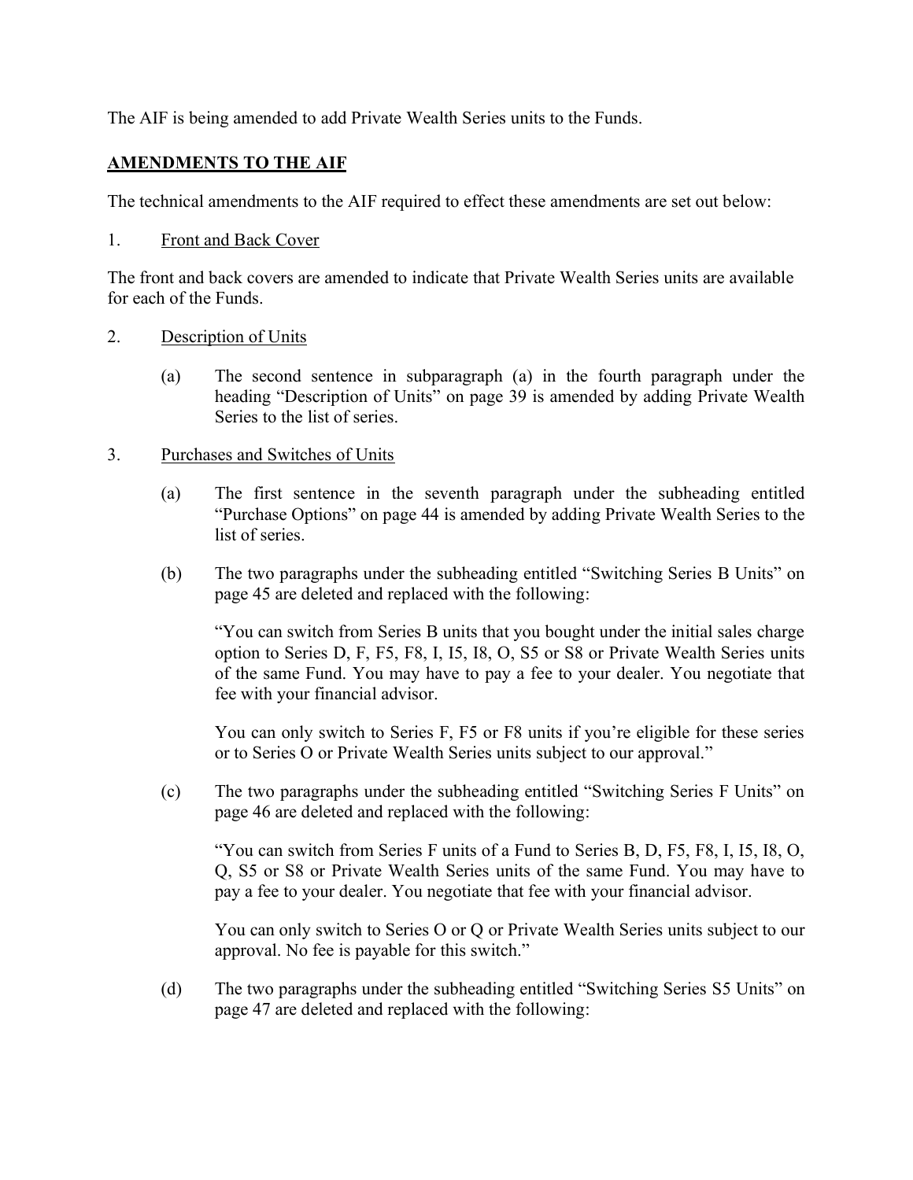The AIF is being amended to add Private Wealth Series units to the Funds.

## AMENDMENTS TO THE AIF

The technical amendments to the AIF required to effect these amendments are set out below:

1. Front and Back Cover

The front and back covers are amended to indicate that Private Wealth Series units are available for each of the Funds.

2. Description of Units

   (a) The second sentence in subparagraph (a) in the fourth paragraph under the heading "Description of Units" on page 39 is amended by adding Private Wealth Series to the list of series.

3. Purchases and Switches of Units

   (a) The first sentence in the seventh paragraph under the subheading entitled "Purchase Options" on page 44 is amended by adding Private Wealth Series to the list of series.

   (b) The two paragraphs under the subheading entitled "Switching Series B Units" on page 45 are deleted and replaced with the following:

   "You can switch from Series B units that you bought under the initial sales charge option to Series D, F, F5, F8, I, I5, I8, O, S5 or S8 or Private Wealth Series units of the same Fund. You may have to pay a fee to your dealer. You negotiate that fee with your financial advisor.

   You can only switch to Series F, F5 or F8 units if you're eligible for these series or to Series O or Private Wealth Series units subject to our approval."

   (c) The two paragraphs under the subheading entitled "Switching Series F Units" on page 46 are deleted and replaced with the following:

   "You can switch from Series F units of a Fund to Series B, D, F5, F8, I, I5, I8, O, Q, S5 or S8 or Private Wealth Series units of the same Fund. You may have to pay a fee to your dealer. You negotiate that fee with your financial advisor.

   You can only switch to Series O or Q or Private Wealth Series units subject to our approval. No fee is payable for this switch."

   (d) The two paragraphs under the subheading entitled "Switching Series S5 Units" on page 47 are deleted and replaced with the following: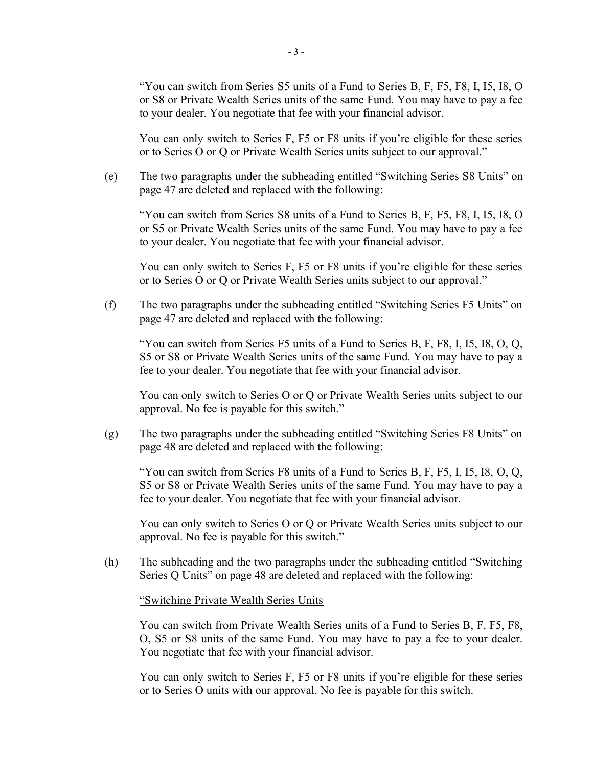"You can switch from Series S5 units of a Fund to Series B, F, F5, F8, I, I5, I8, O or S8 or Private Wealth Series units of the same Fund. You may have to pay a fee to your dealer. You negotiate that fee with your financial advisor.

You can only switch to Series F, F5 or F8 units if you're eligible for these series or to Series O or Q or Private Wealth Series units subject to our approval."

(e) The two paragraphs under the subheading entitled "Switching Series S8 Units" on page 47 are deleted and replaced with the following:

"You can switch from Series S8 units of a Fund to Series B, F, F5, F8, I, I5, I8, O or S5 or Private Wealth Series units of the same Fund. You may have to pay a fee to your dealer. You negotiate that fee with your financial advisor.

You can only switch to Series F, F5 or F8 units if you're eligible for these series or to Series O or Q or Private Wealth Series units subject to our approval."

(f) The two paragraphs under the subheading entitled "Switching Series F5 Units" on page 47 are deleted and replaced with the following:

"You can switch from Series F5 units of a Fund to Series B, F, F8, I, I5, I8, O, Q, S5 or S8 or Private Wealth Series units of the same Fund. You may have to pay a fee to your dealer. You negotiate that fee with your financial advisor.

You can only switch to Series O or Q or Private Wealth Series units subject to our approval. No fee is payable for this switch."

(g) The two paragraphs under the subheading entitled "Switching Series F8 Units" on page 48 are deleted and replaced with the following:

"You can switch from Series F8 units of a Fund to Series B, F, F5, I, I5, I8, O, Q, S5 or S8 or Private Wealth Series units of the same Fund. You may have to pay a fee to your dealer. You negotiate that fee with your financial advisor.

You can only switch to Series O or Q or Private Wealth Series units subject to our approval. No fee is payable for this switch."

(h) The subheading and the two paragraphs under the subheading entitled "Switching Series Q Units" on page 48 are deleted and replaced with the following:

<u>"Switching Private Wealth Series Units</u>

You can switch from Private Wealth Series units of a Fund to Series B, F, F5, F8, O, S5 or S8 units of the same Fund. You may have to pay a fee to your dealer. You negotiate that fee with your financial advisor.

You can only switch to Series F, F5 or F8 units if you're eligible for these series or to Series O units with our approval. No fee is payable for this switch.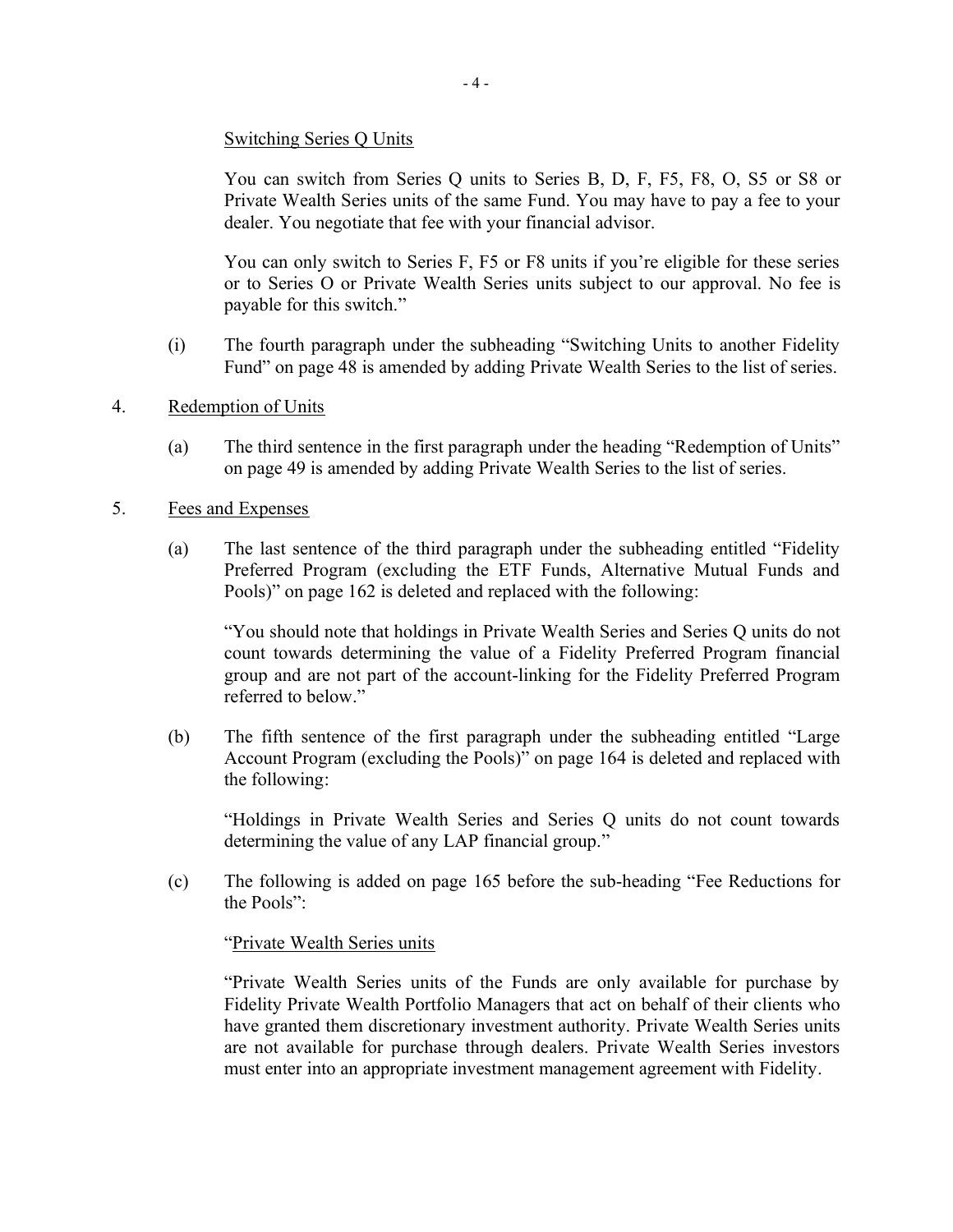Switching Series Q Units

You can switch from Series Q units to Series B, D, F, F5, F8, O, S5 or S8 or Private Wealth Series units of the same Fund. You may have to pay a fee to your dealer. You negotiate that fee with your financial advisor.

You can only switch to Series F, F5 or F8 units if you're eligible for these series or to Series O or Private Wealth Series units subject to our approval. No fee is payable for this switch."

(i) The fourth paragraph under the subheading "Switching Units to another Fidelity Fund" on page 48 is amended by adding Private Wealth Series to the list of series.

4. Redemption of Units

(a) The third sentence in the first paragraph under the heading "Redemption of Units" on page 49 is amended by adding Private Wealth Series to the list of series.

5. Fees and Expenses

(a) The last sentence of the third paragraph under the subheading entitled "Fidelity Preferred Program (excluding the ETF Funds, Alternative Mutual Funds and Pools)" on page 162 is deleted and replaced with the following:

"You should note that holdings in Private Wealth Series and Series Q units do not count towards determining the value of a Fidelity Preferred Program financial group and are not part of the account-linking for the Fidelity Preferred Program referred to below."

(b) The fifth sentence of the first paragraph under the subheading entitled "Large Account Program (excluding the Pools)" on page 164 is deleted and replaced with the following:

"Holdings in Private Wealth Series and Series Q units do not count towards determining the value of any LAP financial group."

(c) The following is added on page 165 before the sub-heading "Fee Reductions for the Pools":

"Private Wealth Series units

"Private Wealth Series units of the Funds are only available for purchase by Fidelity Private Wealth Portfolio Managers that act on behalf of their clients who have granted them discretionary investment authority. Private Wealth Series units are not available for purchase through dealers. Private Wealth Series investors must enter into an appropriate investment management agreement with Fidelity.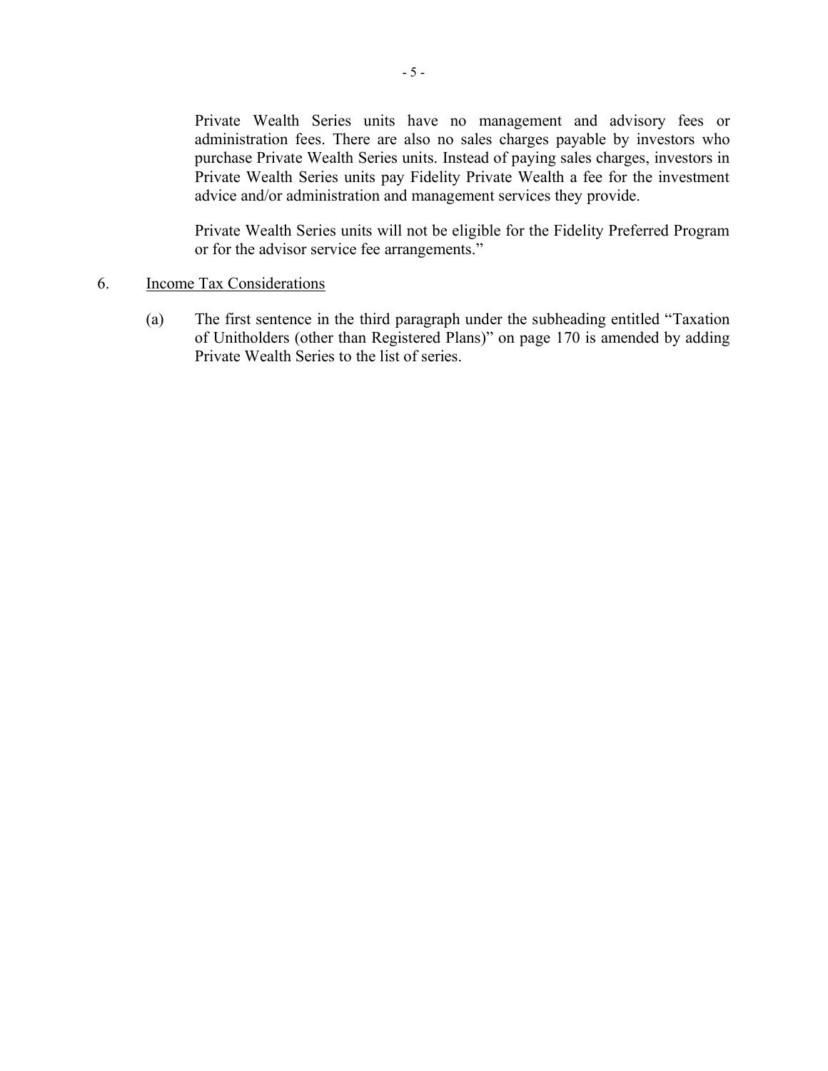Private Wealth Series units have no management and advisory fees or administration fees. There are also no sales charges payable by investors who purchase Private Wealth Series units. Instead of paying sales charges, investors in Private Wealth Series units pay Fidelity Private Wealth a fee for the investment advice and/or administration and management services they provide.

Private Wealth Series units will not be eligible for the Fidelity Preferred Program or for the advisor service fee arrangements."

6. Income Tax Considerations

   (a) The first sentence in the third paragraph under the subheading entitled "Taxation of Unitholders (other than Registered Plans)" on page 170 is amended by adding Private Wealth Series to the list of series.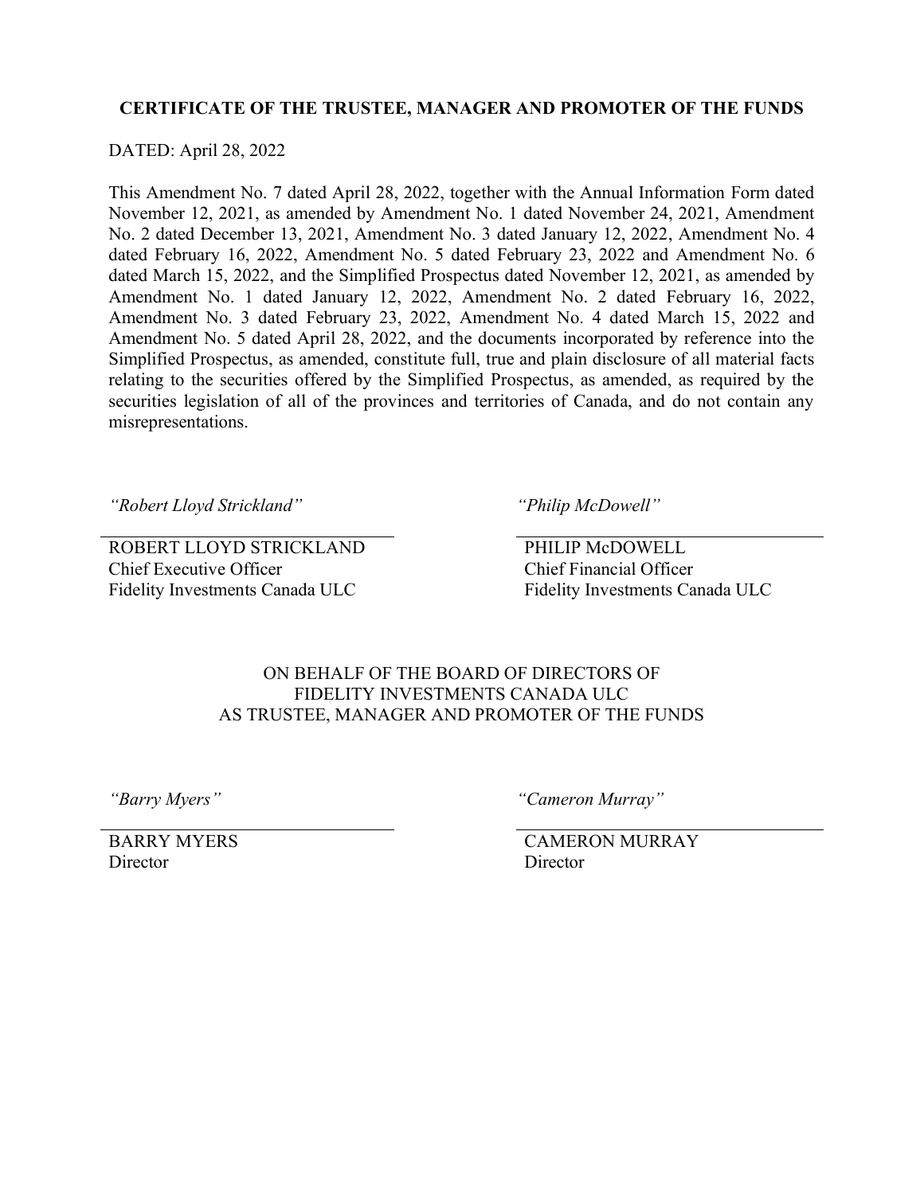**CERTIFICATE OF THE TRUSTEE, MANAGER AND PROMOTER OF THE FUNDS**

DATED: April 28, 2022

This Amendment No. 7 dated April 28, 2022, together with the Annual Information Form dated November 12, 2021, as amended by Amendment No. 1 dated November 24, 2021, Amendment No. 2 dated December 13, 2021, Amendment No. 3 dated January 12, 2022, Amendment No. 4 dated February 16, 2022, Amendment No. 5 dated February 23, 2022 and Amendment No. 6 dated March 15, 2022, and the Simplified Prospectus dated November 12, 2021, as amended by Amendment No. 1 dated January 12, 2022, Amendment No. 2 dated February 16, 2022, Amendment No. 3 dated February 23, 2022, Amendment No. 4 dated March 15, 2022 and Amendment No. 5 dated April 28, 2022, and the documents incorporated by reference into the Simplified Prospectus, as amended, constitute full, true and plain disclosure of all material facts relating to the securities offered by the Simplified Prospectus, as amended, as required by the securities legislation of all of the provinces and territories of Canada, and do not contain any misrepresentations.

*"Robert Lloyd Strickland"*

ROBERT LLOYD STRICKLAND
Chief Executive Officer
Fidelity Investments Canada ULC

*"Philip McDowell"*

PHILIP McDOWELL
Chief Financial Officer
Fidelity Investments Canada ULC

ON BEHALF OF THE BOARD OF DIRECTORS OF
FIDELITY INVESTMENTS CANADA ULC
AS TRUSTEE, MANAGER AND PROMOTER OF THE FUNDS

*"Barry Myers"*

BARRY MYERS
Director

*"Cameron Murray"*

CAMERON MURRAY
Director